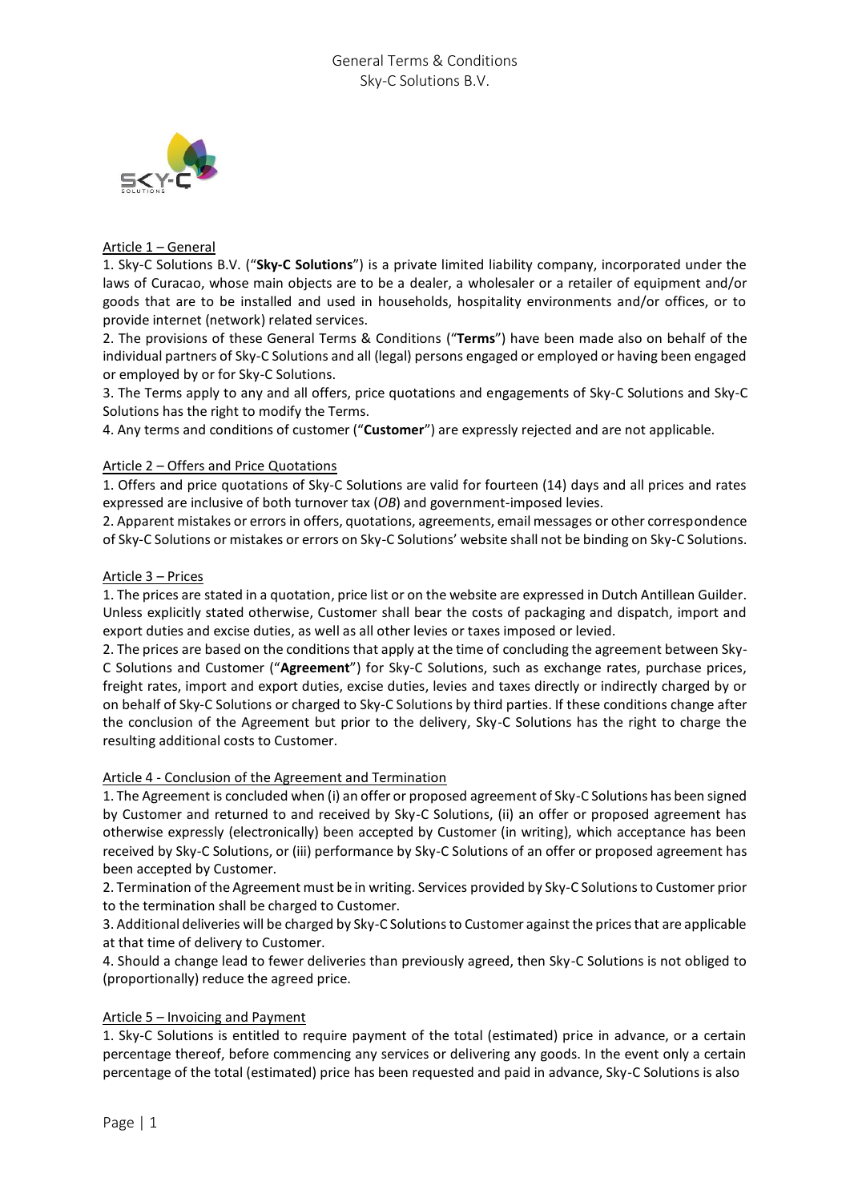# General Terms & Conditions
# Sky-C Solutions B.V.

## Article 1 – General

1. Sky-C Solutions B.V. ("**Sky-C Solutions**") is a private limited liability company, incorporated under the laws of Curacao, whose main objects are to be a dealer, a wholesaler or a retailer of equipment and/or goods that are to be installed and used in households, hospitality environments and/or offices, or to provide internet (network) related services.
2. The provisions of these General Terms & Conditions ("**Terms**") have been made also on behalf of the individual partners of Sky-C Solutions and all (legal) persons engaged or employed or having been engaged or employed by or for Sky-C Solutions.
3. The Terms apply to any and all offers, price quotations and engagements of Sky-C Solutions and Sky-C Solutions has the right to modify the Terms.
4. Any terms and conditions of customer ("**Customer**") are expressly rejected and are not applicable.

## Article 2 – Offers and Price Quotations

1. Offers and price quotations of Sky-C Solutions are valid for fourteen (14) days and all prices and rates expressed are inclusive of both turnover tax (*OB*) and government-imposed levies.
2. Apparent mistakes or errors in offers, quotations, agreements, email messages or other correspondence of Sky-C Solutions or mistakes or errors on Sky-C Solutions' website shall not be binding on Sky-C Solutions.

## Article 3 – Prices

1. The prices are stated in a quotation, price list or on the website are expressed in Dutch Antillean Guilder. Unless explicitly stated otherwise, Customer shall bear the costs of packaging and dispatch, import and export duties and excise duties, as well as all other levies or taxes imposed or levied.
2. The prices are based on the conditions that apply at the time of concluding the agreement between Sky-C Solutions and Customer ("**Agreement**") for Sky-C Solutions, such as exchange rates, purchase prices, freight rates, import and export duties, excise duties, levies and taxes directly or indirectly charged by or on behalf of Sky-C Solutions or charged to Sky-C Solutions by third parties. If these conditions change after the conclusion of the Agreement but prior to the delivery, Sky-C Solutions has the right to charge the resulting additional costs to Customer.

## Article 4 - Conclusion of the Agreement and Termination

1. The Agreement is concluded when (i) an offer or proposed agreement of Sky-C Solutions has been signed by Customer and returned to and received by Sky-C Solutions, (ii) an offer or proposed agreement has otherwise expressly (electronically) been accepted by Customer (in writing), which acceptance has been received by Sky-C Solutions, or (iii) performance by Sky-C Solutions of an offer or proposed agreement has been accepted by Customer.
2. Termination of the Agreement must be in writing. Services provided by Sky-C Solutions to Customer prior to the termination shall be charged to Customer.
3. Additional deliveries will be charged by Sky-C Solutions to Customer against the prices that are applicable at that time of delivery to Customer.
4. Should a change lead to fewer deliveries than previously agreed, then Sky-C Solutions is not obliged to (proportionally) reduce the agreed price.

## Article 5 – Invoicing and Payment

1. Sky-C Solutions is entitled to require payment of the total (estimated) price in advance, or a certain percentage thereof, before commencing any services or delivering any goods. In the event only a certain percentage of the total (estimated) price has been requested and paid in advance, Sky-C Solutions is also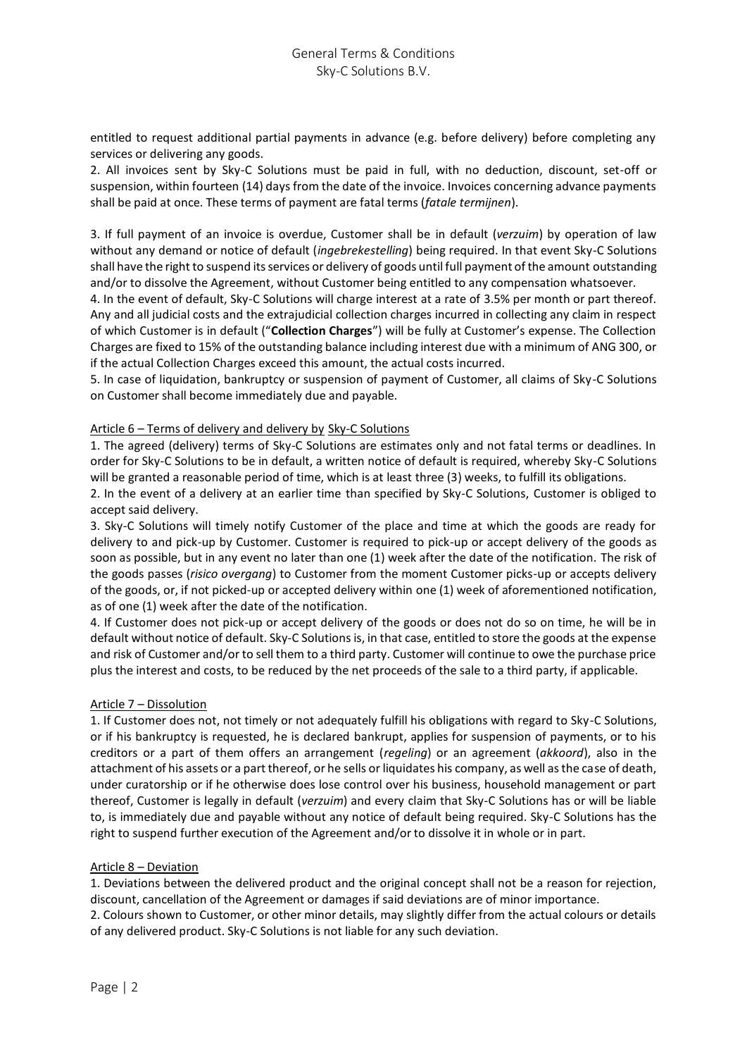entitled to request additional partial payments in advance (e.g. before delivery) before completing any services or delivering any goods.

2. All invoices sent by Sky-C Solutions must be paid in full, with no deduction, discount, set-off or suspension, within fourteen (14) days from the date of the invoice. Invoices concerning advance payments shall be paid at once. These terms of payment are fatal terms (*fatale termijnen*).

3. If full payment of an invoice is overdue, Customer shall be in default (*verzuim*) by operation of law without any demand or notice of default (*ingebrekestelling*) being required. In that event Sky-C Solutions shall have the right to suspend its services or delivery of goods until full payment of the amount outstanding and/or to dissolve the Agreement, without Customer being entitled to any compensation whatsoever.

4. In the event of default, Sky-C Solutions will charge interest at a rate of 3.5% per month or part thereof. Any and all judicial costs and the extrajudicial collection charges incurred in collecting any claim in respect of which Customer is in default ("**Collection Charges**") will be fully at Customer's expense. The Collection Charges are fixed to 15% of the outstanding balance including interest due with a minimum of ANG 300, or if the actual Collection Charges exceed this amount, the actual costs incurred.

5. In case of liquidation, bankruptcy or suspension of payment of Customer, all claims of Sky-C Solutions on Customer shall become immediately due and payable.

## Article 6 – Terms of delivery and delivery by Sky-C Solutions

1. The agreed (delivery) terms of Sky-C Solutions are estimates only and not fatal terms or deadlines. In order for Sky-C Solutions to be in default, a written notice of default is required, whereby Sky-C Solutions will be granted a reasonable period of time, which is at least three (3) weeks, to fulfill its obligations.

2. In the event of a delivery at an earlier time than specified by Sky-C Solutions, Customer is obliged to accept said delivery.

3. Sky-C Solutions will timely notify Customer of the place and time at which the goods are ready for delivery to and pick-up by Customer. Customer is required to pick-up or accept delivery of the goods as soon as possible, but in any event no later than one (1) week after the date of the notification. The risk of the goods passes (*risico overgang*) to Customer from the moment Customer picks-up or accepts delivery of the goods, or, if not picked-up or accepted delivery within one (1) week of aforementioned notification, as of one (1) week after the date of the notification.

4. If Customer does not pick-up or accept delivery of the goods or does not do so on time, he will be in default without notice of default. Sky-C Solutions is, in that case, entitled to store the goods at the expense and risk of Customer and/or to sell them to a third party. Customer will continue to owe the purchase price plus the interest and costs, to be reduced by the net proceeds of the sale to a third party, if applicable.

## Article 7 – Dissolution

1. If Customer does not, not timely or not adequately fulfill his obligations with regard to Sky-C Solutions, or if his bankruptcy is requested, he is declared bankrupt, applies for suspension of payments, or to his creditors or a part of them offers an arrangement (*regeling*) or an agreement (*akkoord*), also in the attachment of his assets or a part thereof, or he sells or liquidates his company, as well as the case of death, under curatorship or if he otherwise does lose control over his business, household management or part thereof, Customer is legally in default (*verzuim*) and every claim that Sky-C Solutions has or will be liable to, is immediately due and payable without any notice of default being required. Sky-C Solutions has the right to suspend further execution of the Agreement and/or to dissolve it in whole or in part.

## Article 8 – Deviation

1. Deviations between the delivered product and the original concept shall not be a reason for rejection, discount, cancellation of the Agreement or damages if said deviations are of minor importance.

2. Colours shown to Customer, or other minor details, may slightly differ from the actual colours or details of any delivered product. Sky-C Solutions is not liable for any such deviation.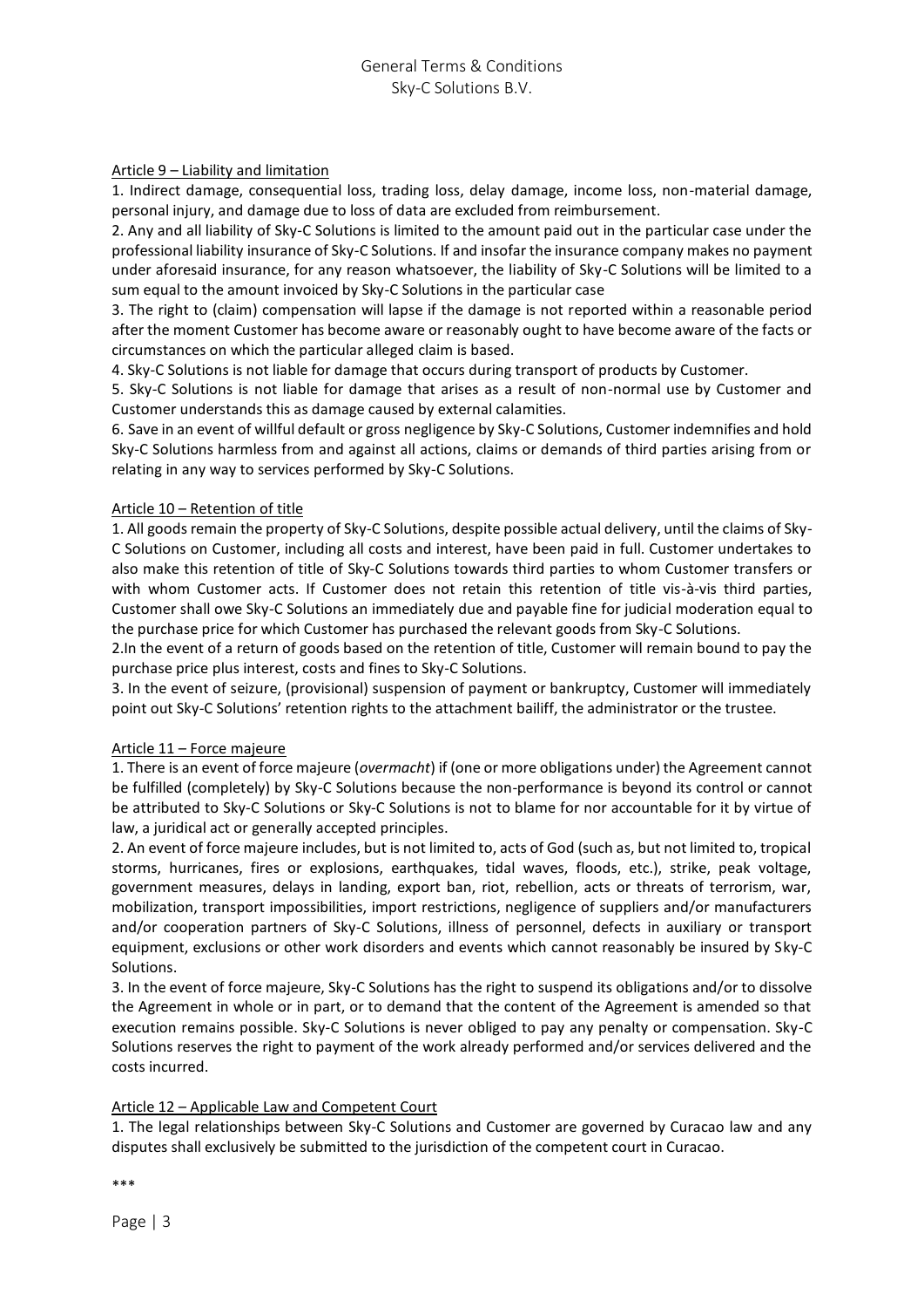Article 9 – Liability and limitation

1. Indirect damage, consequential loss, trading loss, delay damage, income loss, non-material damage, personal injury, and damage due to loss of data are excluded from reimbursement.
2. Any and all liability of Sky-C Solutions is limited to the amount paid out in the particular case under the professional liability insurance of Sky-C Solutions. If and insofar the insurance company makes no payment under aforesaid insurance, for any reason whatsoever, the liability of Sky-C Solutions will be limited to a sum equal to the amount invoiced by Sky-C Solutions in the particular case
3. The right to (claim) compensation will lapse if the damage is not reported within a reasonable period after the moment Customer has become aware or reasonably ought to have become aware of the facts or circumstances on which the particular alleged claim is based.
4. Sky-C Solutions is not liable for damage that occurs during transport of products by Customer.
5. Sky-C Solutions is not liable for damage that arises as a result of non-normal use by Customer and Customer understands this as damage caused by external calamities.
6. Save in an event of willful default or gross negligence by Sky-C Solutions, Customer indemnifies and hold Sky-C Solutions harmless from and against all actions, claims or demands of third parties arising from or relating in any way to services performed by Sky-C Solutions.

Article 10 – Retention of title

1. All goods remain the property of Sky-C Solutions, despite possible actual delivery, until the claims of Sky-C Solutions on Customer, including all costs and interest, have been paid in full. Customer undertakes to also make this retention of title of Sky-C Solutions towards third parties to whom Customer transfers or with whom Customer acts. If Customer does not retain this retention of title vis-à-vis third parties, Customer shall owe Sky-C Solutions an immediately due and payable fine for judicial moderation equal to the purchase price for which Customer has purchased the relevant goods from Sky-C Solutions.
2. In the event of a return of goods based on the retention of title, Customer will remain bound to pay the purchase price plus interest, costs and fines to Sky-C Solutions.
3. In the event of seizure, (provisional) suspension of payment or bankruptcy, Customer will immediately point out Sky-C Solutions' retention rights to the attachment bailiff, the administrator or the trustee.

Article 11 – Force majeure

1. There is an event of force majeure (*overmacht*) if (one or more obligations under) the Agreement cannot be fulfilled (completely) by Sky-C Solutions because the non-performance is beyond its control or cannot be attributed to Sky-C Solutions or Sky-C Solutions is not to blame for nor accountable for it by virtue of law, a juridical act or generally accepted principles.
2. An event of force majeure includes, but is not limited to, acts of God (such as, but not limited to, tropical storms, hurricanes, fires or explosions, earthquakes, tidal waves, floods, etc.), strike, peak voltage, government measures, delays in landing, export ban, riot, rebellion, acts or threats of terrorism, war, mobilization, transport impossibilities, import restrictions, negligence of suppliers and/or manufacturers and/or cooperation partners of Sky-C Solutions, illness of personnel, defects in auxiliary or transport equipment, exclusions or other work disorders and events which cannot reasonably be insured by Sky-C Solutions.
3. In the event of force majeure, Sky-C Solutions has the right to suspend its obligations and/or to dissolve the Agreement in whole or in part, or to demand that the content of the Agreement is amended so that execution remains possible. Sky-C Solutions is never obliged to pay any penalty or compensation. Sky-C Solutions reserves the right to payment of the work already performed and/or services delivered and the costs incurred.

Article 12 – Applicable Law and Competent Court

1. The legal relationships between Sky-C Solutions and Customer are governed by Curacao law and any disputes shall exclusively be submitted to the jurisdiction of the competent court in Curacao.

***